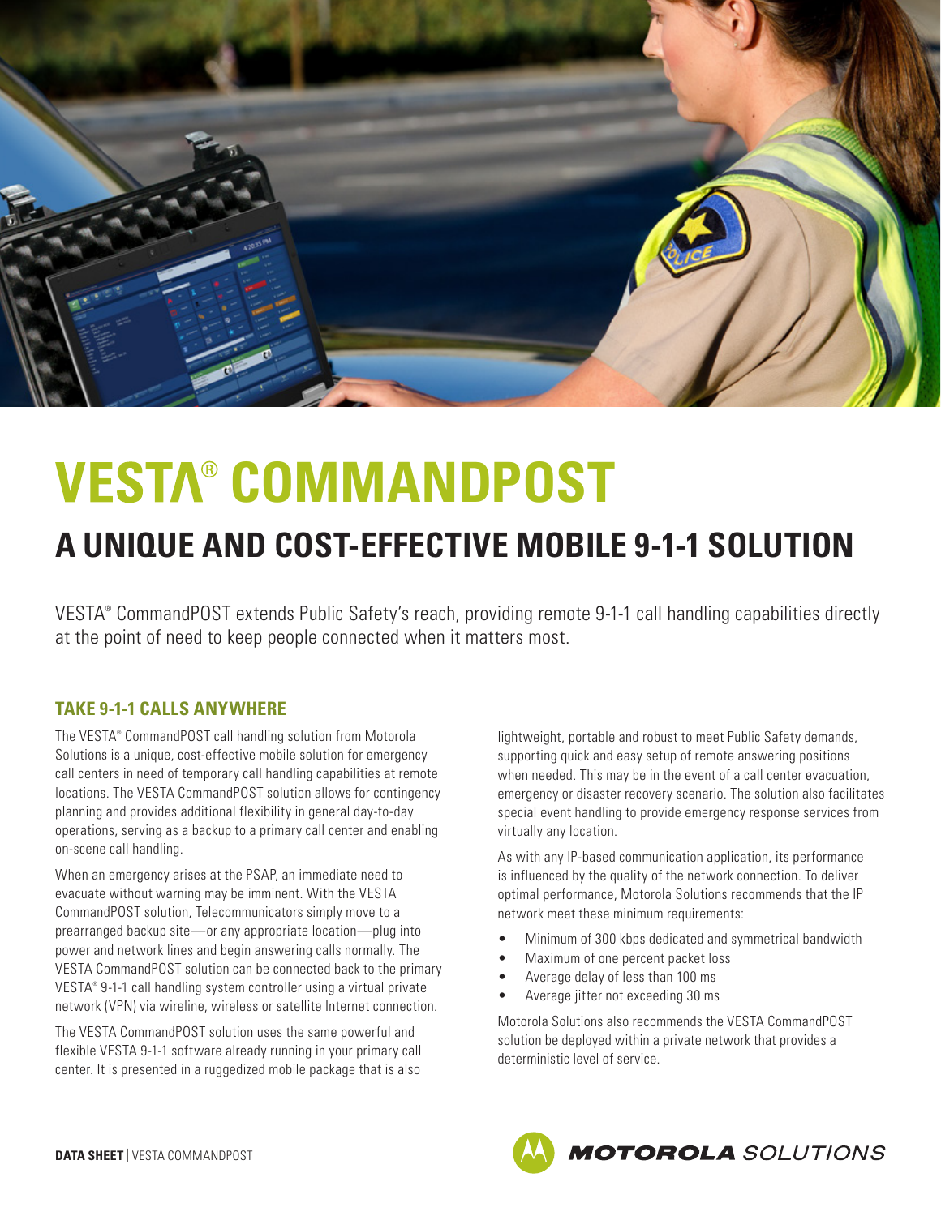# VESTA® COMMANDPOST

## A UNIQUE AND COST-EFFECTIVE MOBILE 9-1-1 SOLUTION

VESTA® CommandPOST extends Public Safety's reach, providing remote 9-1-1 call handling capabilities directly at the point of need to keep people connected when it matters most.

### TAKE 9-1-1 CALLS ANYWHERE

The VESTA® CommandPOST call handling solution from Motorola Solutions is a unique, cost-effective mobile solution for emergency call centers in need of temporary call handling capabilities at remote locations. The VESTA CommandPOST solution allows for contingency planning and provides additional flexibility in general day-to-day operations, serving as a backup to a primary call center and enabling on-scene call handling.

When an emergency arises at the PSAP, an immediate need to evacuate without warning may be imminent. With the VESTA CommandPOST solution, Telecommunicators simply move to a prearranged backup site—or any appropriate location—plug into power and network lines and begin answering calls normally. The VESTA CommandPOST solution can be connected back to the primary VESTA® 9-1-1 call handling system controller using a virtual private network (VPN) via wireline, wireless or satellite Internet connection.

The VESTA CommandPOST solution uses the same powerful and flexible VESTA 9-1-1 software already running in your primary call center. It is presented in a ruggedized mobile package that is also lightweight, portable and robust to meet Public Safety demands, supporting quick and easy setup of remote answering positions when needed. This may be in the event of a call center evacuation, emergency or disaster recovery scenario. The solution also facilitates special event handling to provide emergency response services from virtually any location.

As with any IP-based communication application, its performance is influenced by the quality of the network connection. To deliver optimal performance, Motorola Solutions recommends that the IP network meet these minimum requirements:

- Minimum of 300 kbps dedicated and symmetrical bandwidth
- Maximum of one percent packet loss
- Average delay of less than 100 ms
- Average jitter not exceeding 30 ms

Motorola Solutions also recommends the VESTA CommandPOST solution be deployed within a private network that provides a deterministic level of service.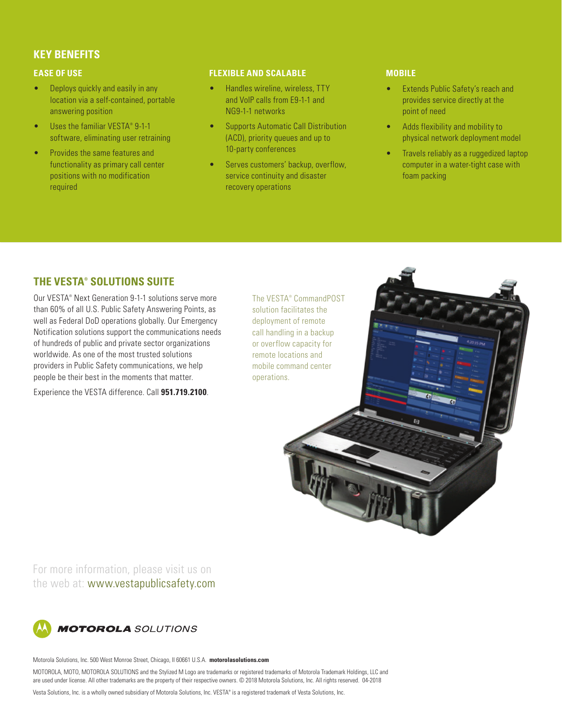## KEY BENEFITS

### EASE OF USE

- Deploys quickly and easily in any location via a self-contained, portable answering position
- Uses the familiar VESTA® 9-1-1 software, eliminating user retraining
- Provides the same features and functionality as primary call center positions with no modification required

### FLEXIBLE AND SCALABLE

- Handles wireline, wireless, TTY and VoIP calls from E9-1-1 and NG9-1-1 networks
- Supports Automatic Call Distribution (ACD), priority queues and up to 10-party conferences
- Serves customers' backup, overflow, service continuity and disaster recovery operations

### MOBILE

- Extends Public Safety's reach and provides service directly at the point of need
- Adds flexibility and mobility to physical network deployment model
- Travels reliably as a ruggedized laptop computer in a water-tight case with foam packing

## THE VESTA® SOLUTIONS SUITE

Our VESTA® Next Generation 9-1-1 solutions serve more than 60% of all U.S. Public Safety Answering Points, as well as Federal DoD operations globally. Our Emergency Notification solutions support the communications needs of hundreds of public and private sector organizations worldwide. As one of the most trusted solutions providers in Public Safety communications, we help people be their best in the moments that matter.

Experience the VESTA difference. Call **951.719.2100**.

The VESTA® CommandPOST solution facilitates the deployment of remote call handling in a backup or overflow capacity for remote locations and mobile command center operations.

For more information, please visit us on the web at: www.vestapublicsafety.com

**MOTOROLA** SOLUTIONS

Motorola Solutions, Inc. 500 West Monroe Street, Chicago, Il 60661 U.S.A. **motorolasolutions.com**

MOTOROLA, MOTO, MOTOROLA SOLUTIONS and the Stylized M Logo are trademarks or registered trademarks of Motorola Trademark Holdings, LLC and are used under license. All other trademarks are the property of their respective owners. © 2018 Motorola Solutions, Inc. All rights reserved. 04-2018

Vesta Solutions, Inc. is a wholly owned subsidiary of Motorola Solutions, Inc. VESTA® is a registered trademark of Vesta Solutions, Inc.